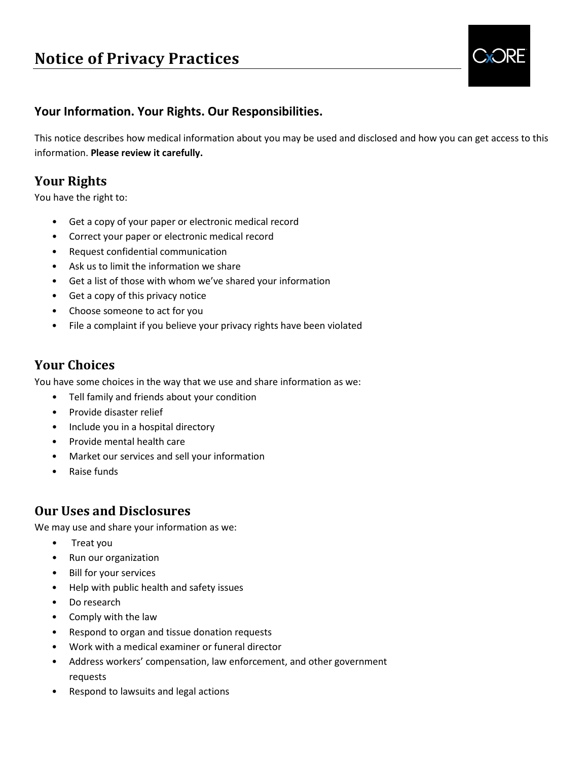# Notice of Privacy Practices

## Your Information. Your Rights. Our Responsibilities.

This notice describes how medical information about you may be used and disclosed and how you can get access to this information. **Please review it carefully.**

## Your Rights

You have the right to:

- Get a copy of your paper or electronic medical record
- Correct your paper or electronic medical record
- Request confidential communication
- Ask us to limit the information we share
- Get a list of those with whom we've shared your information
- Get a copy of this privacy notice
- Choose someone to act for you
- File a complaint if you believe your privacy rights have been violated

## Your Choices

You have some choices in the way that we use and share information as we:

- Tell family and friends about your condition
- Provide disaster relief
- Include you in a hospital directory
- Provide mental health care
- Market our services and sell your information
- Raise funds

## Our Uses and Disclosures

We may use and share your information as we:

- Treat you
- Run our organization
- Bill for your services
- Help with public health and safety issues
- Do research
- Comply with the law
- Respond to organ and tissue donation requests
- Work with a medical examiner or funeral director
- Address workers' compensation, law enforcement, and other government requests
- Respond to lawsuits and legal actions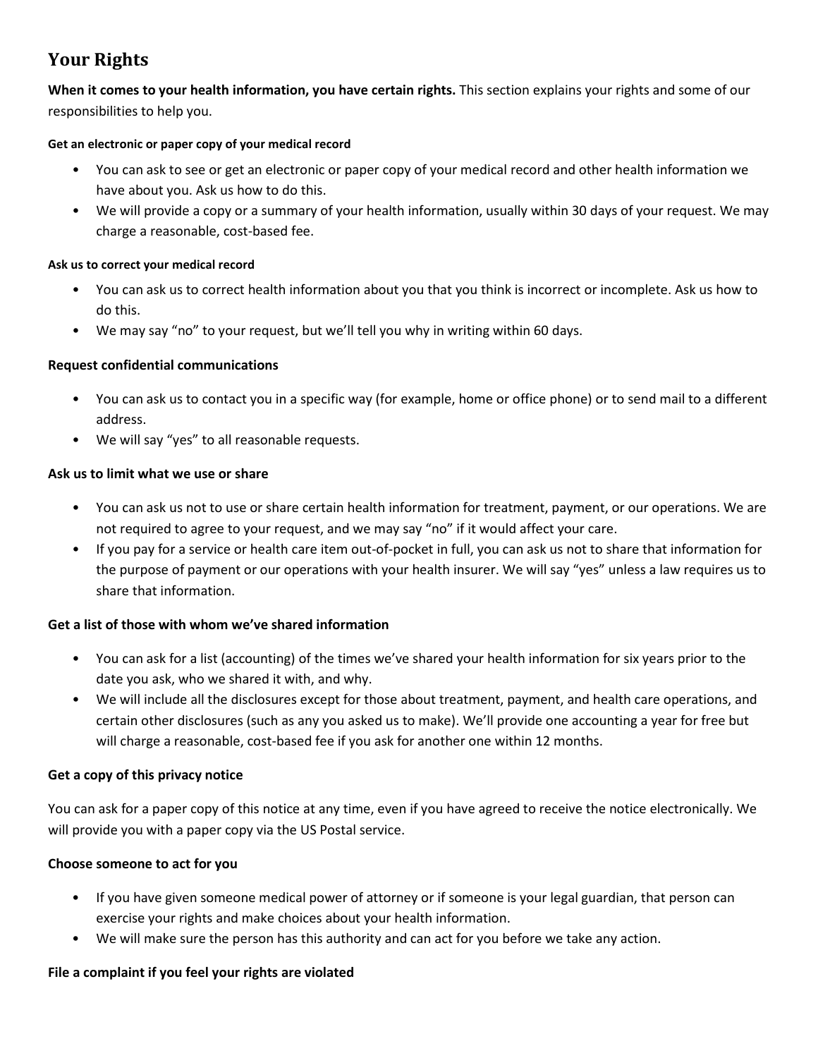## Your Rights

**When it comes to your health information, you have certain rights.** This section explains your rights and some of our responsibilities to help you.

#### Get an electronic or paper copy of your medical record

- You can ask to see or get an electronic or paper copy of your medical record and other health information we have about you. Ask us how to do this.
- We will provide a copy or a summary of your health information, usually within 30 days of your request. We may charge a reasonable, cost-based fee.

#### Ask us to correct your medical record

- You can ask us to correct health information about you that you think is incorrect or incomplete. Ask us how to do this.
- We may say "no" to your request, but we'll tell you why in writing within 60 days.

### Request confidential communications

- You can ask us to contact you in a specific way (for example, home or office phone) or to send mail to a different address.
- We will say "yes" to all reasonable requests.

### Ask us to limit what we use or share

- You can ask us not to use or share certain health information for treatment, payment, or our operations. We are not required to agree to your request, and we may say "no" if it would affect your care.
- If you pay for a service or health care item out-of-pocket in full, you can ask us not to share that information for the purpose of payment or our operations with your health insurer. We will say "yes" unless a law requires us to share that information.

### Get a list of those with whom we've shared information

- You can ask for a list (accounting) of the times we've shared your health information for six years prior to the date you ask, who we shared it with, and why.
- We will include all the disclosures except for those about treatment, payment, and health care operations, and certain other disclosures (such as any you asked us to make). We'll provide one accounting a year for free but will charge a reasonable, cost-based fee if you ask for another one within 12 months.

### Get a copy of this privacy notice

You can ask for a paper copy of this notice at any time, even if you have agreed to receive the notice electronically. We will provide you with a paper copy via the US Postal service.

### Choose someone to act for you

- If you have given someone medical power of attorney or if someone is your legal guardian, that person can exercise your rights and make choices about your health information.
- We will make sure the person has this authority and can act for you before we take any action.

### File a complaint if you feel your rights are violated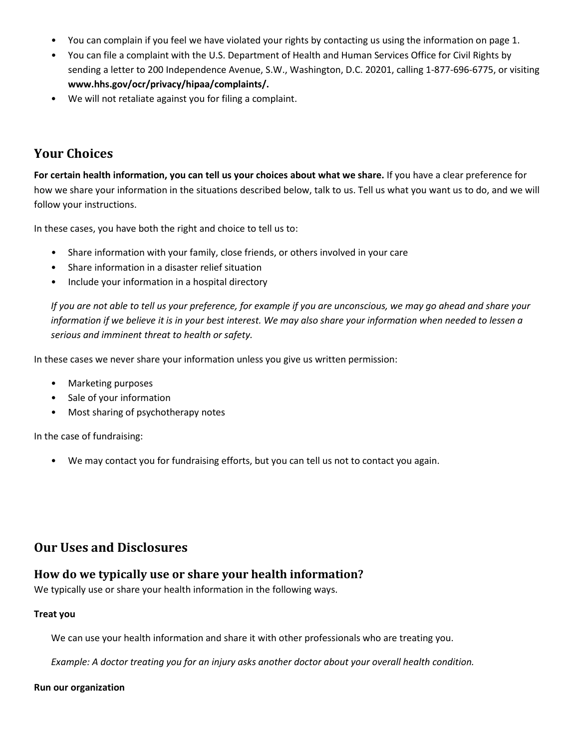- You can complain if you feel we have violated your rights by contacting us using the information on page 1.
- You can file a complaint with the U.S. Department of Health and Human Services Office for Civil Rights by sending a letter to 200 Independence Avenue, S.W., Washington, D.C. 20201, calling 1-877-696-6775, or visiting **www.hhs.gov/ocr/privacy/hipaa/complaints/.**
- We will not retaliate against you for filing a complaint.

## Your Choices

**For certain health information, you can tell us your choices about what we share.** If you have a clear preference for how we share your information in the situations described below, talk to us. Tell us what you want us to do, and we will follow your instructions.

In these cases, you have both the right and choice to tell us to:

- Share information with your family, close friends, or others involved in your care
- Share information in a disaster relief situation
- Include your information in a hospital directory

*If you are not able to tell us your preference, for example if you are unconscious, we may go ahead and share your information if we believe it is in your best interest. We may also share your information when needed to lessen a serious and imminent threat to health or safety.*

In these cases we never share your information unless you give us written permission:

- Marketing purposes
- Sale of your information
- Most sharing of psychotherapy notes

In the case of fundraising:

- We may contact you for fundraising efforts, but you can tell us not to contact you again.

## Our Uses and Disclosures

### How do we typically use or share your health information?

We typically use or share your health information in the following ways.

**Treat you**

We can use your health information and share it with other professionals who are treating you.

*Example: A doctor treating you for an injury asks another doctor about your overall health condition.*

**Run our organization**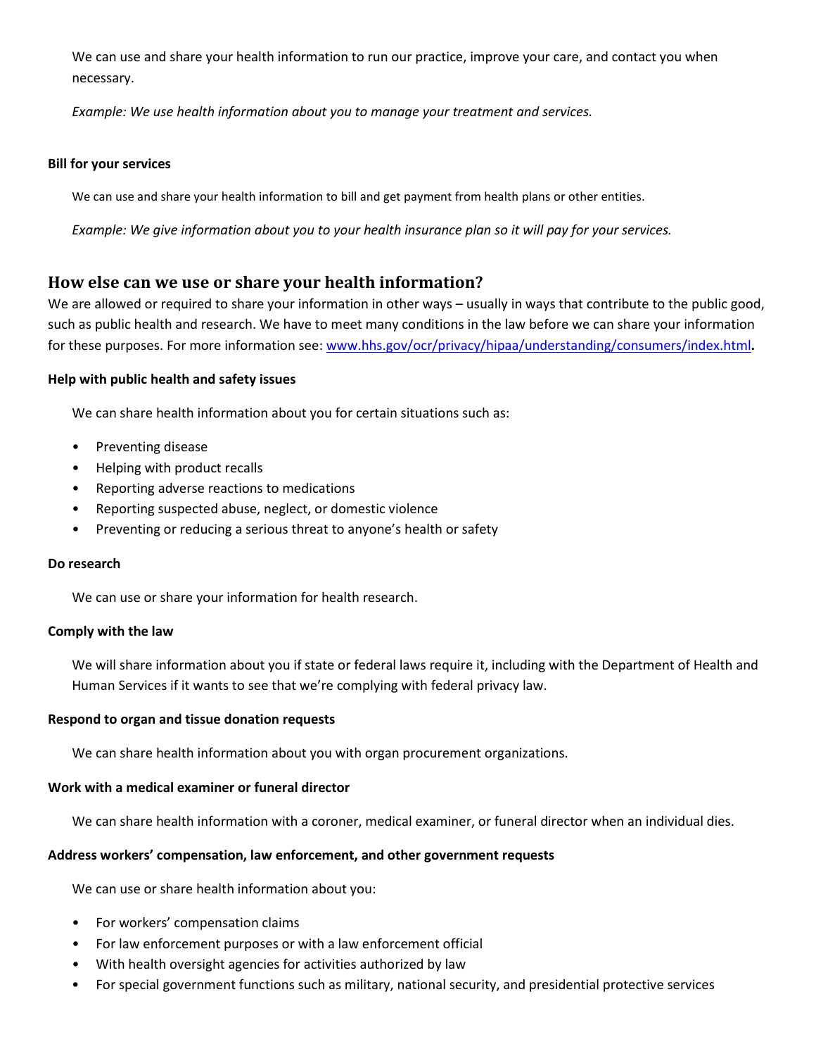We can use and share your health information to run our practice, improve your care, and contact you when necessary.

*Example: We use health information about you to manage your treatment and services.*

**Bill for your services**

We can use and share your health information to bill and get payment from health plans or other entities.

*Example: We give information about you to your health insurance plan so it will pay for your services.*

## How else can we use or share your health information?

We are allowed or required to share your information in other ways – usually in ways that contribute to the public good, such as public health and research. We have to meet many conditions in the law before we can share your information for these purposes. For more information see: [www.hhs.gov/ocr/privacy/hipaa/understanding/consumers/index.html](www.hhs.gov/ocr/privacy/hipaa/understanding/consumers/index.html)**.**

**Help with public health and safety issues**

We can share health information about you for certain situations such as:

- Preventing disease
- Helping with product recalls
- Reporting adverse reactions to medications
- Reporting suspected abuse, neglect, or domestic violence
- Preventing or reducing a serious threat to anyone's health or safety

**Do research**

We can use or share your information for health research.

**Comply with the law**

We will share information about you if state or federal laws require it, including with the Department of Health and Human Services if it wants to see that we're complying with federal privacy law.

**Respond to organ and tissue donation requests**

We can share health information about you with organ procurement organizations.

**Work with a medical examiner or funeral director**

We can share health information with a coroner, medical examiner, or funeral director when an individual dies.

**Address workers' compensation, law enforcement, and other government requests**

We can use or share health information about you:

- For workers' compensation claims
- For law enforcement purposes or with a law enforcement official
- With health oversight agencies for activities authorized by law
- For special government functions such as military, national security, and presidential protective services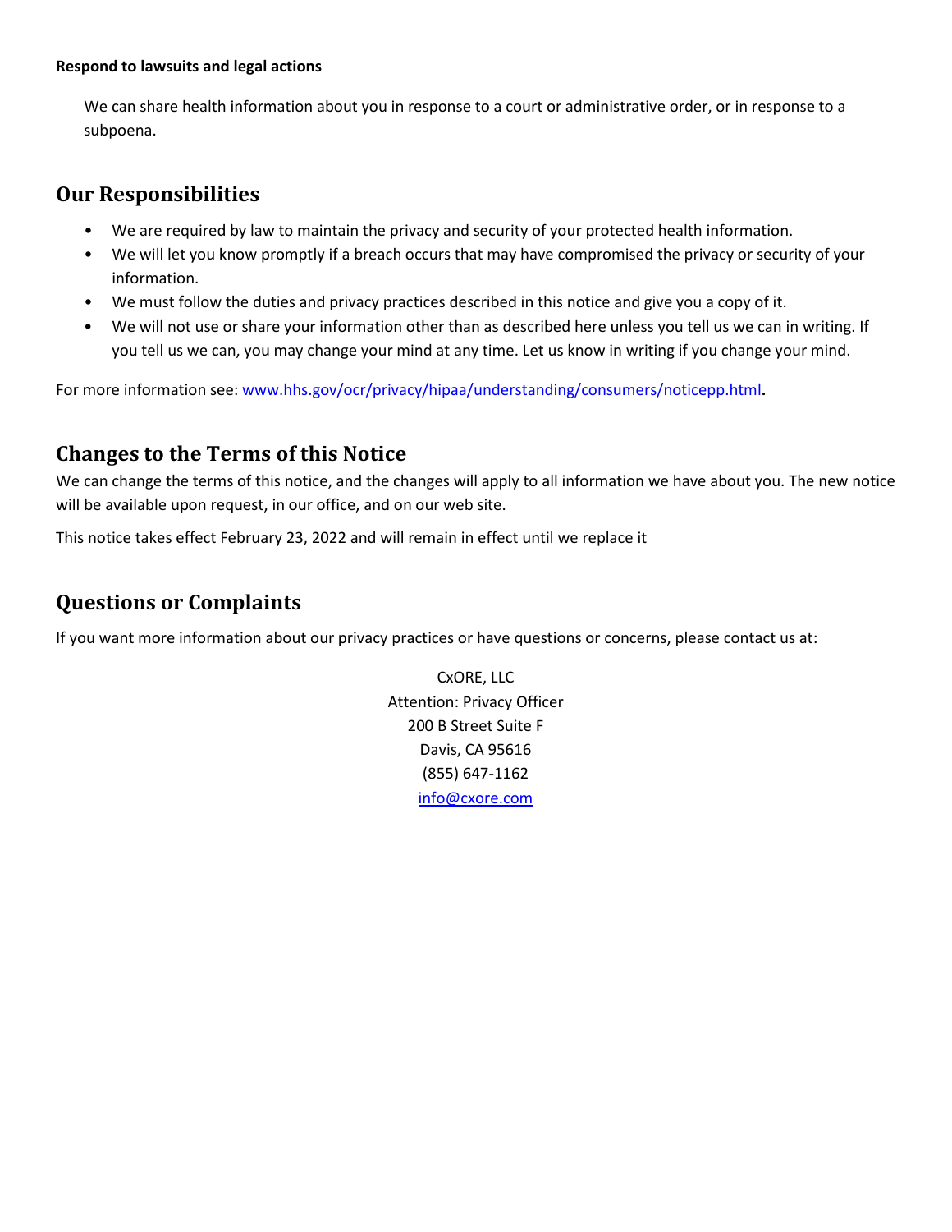**Respond to lawsuits and legal actions**

We can share health information about you in response to a court or administrative order, or in response to a subpoena.

## Our Responsibilities

- We are required by law to maintain the privacy and security of your protected health information.
- We will let you know promptly if a breach occurs that may have compromised the privacy or security of your information.
- We must follow the duties and privacy practices described in this notice and give you a copy of it.
- We will not use or share your information other than as described here unless you tell us we can in writing. If you tell us we can, you may change your mind at any time. Let us know in writing if you change your mind.

For more information see: [www.hhs.gov/ocr/privacy/hipaa/understanding/consumers/noticepp.html](http://www.hhs.gov/ocr/privacy/hipaa/understanding/consumers/noticepp.html)**.**

## Changes to the Terms of this Notice

We can change the terms of this notice, and the changes will apply to all information we have about you. The new notice will be available upon request, in our office, and on our web site.

This notice takes effect February 23, 2022 and will remain in effect until we replace it

## Questions or Complaints

If you want more information about our privacy practices or have questions or concerns, please contact us at:

CxORE, LLC
Attention: Privacy Officer
200 B Street Suite F
Davis, CA 95616
(855) 647-1162
[info@cxore.com](mailto:info@cxore.com)